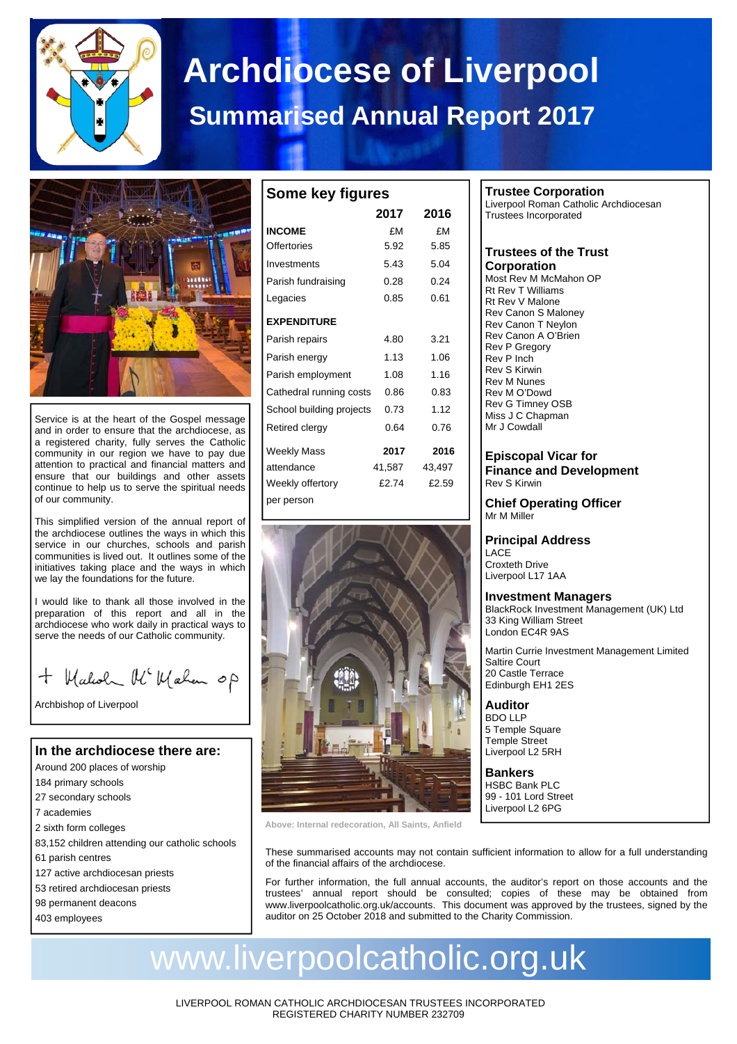# Archdiocese of Liverpool

## Summarised Annual Report 2017

Service is at the heart of the Gospel message and in order to ensure that the archdiocese, as a registered charity, fully serves the Catholic community in our region we have to pay due attention to practical and financial matters and ensure that our buildings and other assets continue to help us to serve the spiritual needs of our community.

This simplified version of the annual report of the archdiocese outlines the ways in which this service in our churches, schools and parish communities is lived out. It outlines some of the initiatives taking place and the ways in which we lay the foundations for the future.

I would like to thank all those involved in the preparation of this report and all in the archdiocese who work daily in practical ways to serve the needs of our Catholic community.

+ Malcolm McMahon OP

Archbishop of Liverpool

### In the archdiocese there are:

- Around 200 places of worship
- 184 primary schools
- 27 secondary schools
- 7 academies
- 2 sixth form colleges
- 83,152 children attending our catholic schools
- 61 parish centres
- 127 active archdiocesan priests
- 53 retired archdiocesan priests
- 98 permanent deacons
- 403 employees

### Some key figures

| | 2017 | 2016 |
|---|---|---|
| **INCOME** | £M | £M |
| Offertories | 5.92 | 5.85 |
| Investments | 5.43 | 5.04 |
| Parish fundraising | 0.28 | 0.24 |
| Legacies | 0.85 | 0.61 |
| **EXPENDITURE** | | |
| Parish repairs | 4.80 | 3.21 |
| Parish energy | 1.13 | 1.06 |
| Parish employment | 1.08 | 1.16 |
| Cathedral running costs | 0.86 | 0.83 |
| School building projects | 0.73 | 1.12 |
| Retired clergy | 0.64 | 0.76 |

| | 2017 | 2016 |
|---|---|---|
| Weekly Mass attendance | 41,587 | 43,497 |
| Weekly offertory per person | £2.74 | £2.59 |

Above: Internal redecoration, All Saints, Anfield

### Trustee Corporation

Liverpool Roman Catholic Archdiocesan Trustees Incorporated

### Trustees of the Trust Corporation

Most Rev M McMahon OP
Rt Rev T Williams
Rt Rev V Malone
Rev Canon S Maloney
Rev Canon T Neylon
Rev Canon A O'Brien
Rev P Gregory
Rev P Inch
Rev S Kirwin
Rev M Nunes
Rev M O'Dowd
Rev G Timney OSB
Miss J C Chapman
Mr J Cowdall

### Episcopal Vicar for Finance and Development

Rev S Kirwin

### Chief Operating Officer

Mr M Miller

### Principal Address

LACE
Croxteth Drive
Liverpool L17 1AA

### Investment Managers

BlackRock Investment Management (UK) Ltd
33 King William Street
London EC4R 9AS

Martin Currie Investment Management Limited
Saltire Court
20 Castle Terrace
Edinburgh EH1 2ES

### Auditor

BDO LLP
5 Temple Square
Temple Street
Liverpool L2 5RH

### Bankers

HSBC Bank PLC
99 - 101 Lord Street
Liverpool L2 6PG

These summarised accounts may not contain sufficient information to allow for a full understanding of the financial affairs of the archdiocese.

For further information, the full annual accounts, the auditor's report on those accounts and the trustees' annual report should be consulted; copies of these may be obtained from www.liverpoolcatholic.org.uk/accounts. This document was approved by the trustees, signed by the auditor on 25 October 2018 and submitted to the Charity Commission.

www.liverpoolcatholic.org.uk

LIVERPOOL ROMAN CATHOLIC ARCHDIOCESAN TRUSTEES INCORPORATED
REGISTERED CHARITY NUMBER 232709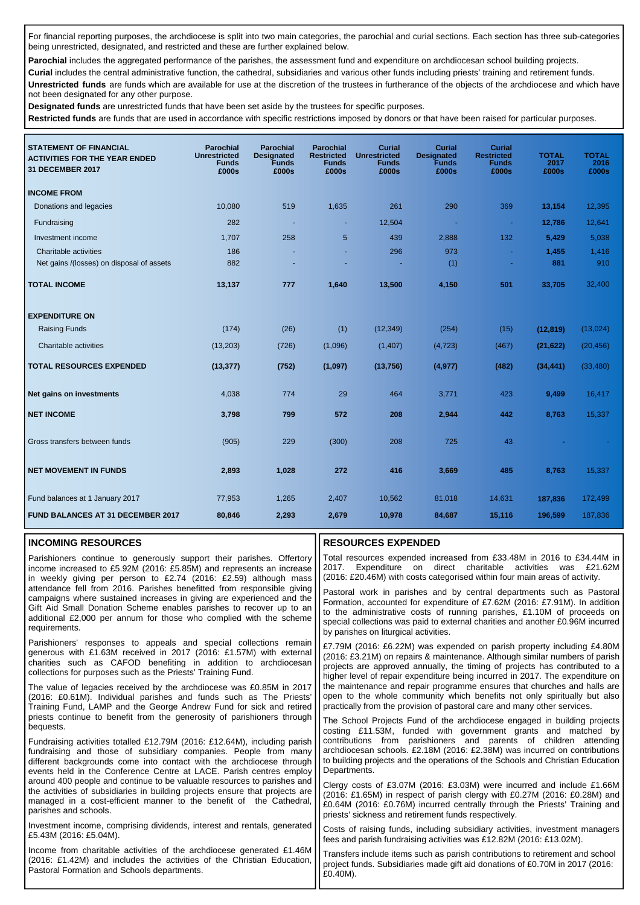For financial reporting purposes, the archdiocese is split into two main categories, the parochial and curial sections. Each section has three sub-categories being unrestricted, designated, and restricted and these are further explained below.

**Parochial** includes the aggregated performance of the parishes, the assessment fund and expenditure on archdiocesan school building projects.

**Curial** includes the central administrative function, the cathedral, subsidiaries and various other funds including priests' training and retirement funds.

**Unrestricted funds** are funds which are available for use at the discretion of the trustees in furtherance of the objects of the archdiocese and which have not been designated for any other purpose.

**Designated funds** are unrestricted funds that have been set aside by the trustees for specific purposes.

**Restricted funds** are funds that are used in accordance with specific restrictions imposed by donors or that have been raised for particular purposes.

| **STATEMENT OF FINANCIAL ACTIVITIES FOR THE YEAR ENDED 31 DECEMBER 2017** | **Parochial Unrestricted Funds £000s** | **Parochial Designated Funds £000s** | **Parochial Restricted Funds £000s** | **Curial Unrestricted Funds £000s** | **Curial Designated Funds £000s** | **Curial Restricted Funds £000s** | **TOTAL 2017 £000s** | **TOTAL 2016 £000s** |
|---|---|---|---|---|---|---|---|---|
| **INCOME FROM** | | | | | | | | |
| Donations and legacies | 10,080 | 519 | 1,635 | 261 | 290 | 369 | **13,154** | 12,395 |
| Fundraising | 282 | - | - | 12,504 | - | - | **12,786** | 12,641 |
| Investment income | 1,707 | 258 | 5 | 439 | 2,888 | 132 | **5,429** | 5,038 |
| Charitable activities | 186 | - | - | 296 | 973 | - | **1,455** | 1,416 |
| Net gains /(losses) on disposal of assets | 882 | - | - | - | (1) | - | **881** | 910 |
| **TOTAL INCOME** | **13,137** | **777** | **1,640** | **13,500** | **4,150** | **501** | **33,705** | 32,400 |
| **EXPENDITURE ON** | | | | | | | | |
| Raising Funds | (174) | (26) | (1) | (12,349) | (254) | (15) | **(12,819)** | (13,024) |
| Charitable activities | (13,203) | (726) | (1,096) | (1,407) | (4,723) | (467) | **(21,622)** | (20,456) |
| **TOTAL RESOURCES EXPENDED** | **(13,377)** | **(752)** | **(1,097)** | **(13,756)** | **(4,977)** | **(482)** | **(34,441)** | (33,480) |
| **Net gains on investments** | 4,038 | 774 | 29 | 464 | 3,771 | 423 | **9,499** | 16,417 |
| **NET INCOME** | **3,798** | **799** | **572** | **208** | **2,944** | **442** | **8,763** | 15,337 |
| Gross transfers between funds | (905) | 229 | (300) | 208 | 725 | 43 | **-** | - |
| **NET MOVEMENT IN FUNDS** | **2,893** | **1,028** | **272** | **416** | **3,669** | **485** | **8,763** | 15,337 |
| Fund balances at 1 January 2017 | 77,953 | 1,265 | 2,407 | 10,562 | 81,018 | 14,631 | **187,836** | 172,499 |
| **FUND BALANCES AT 31 DECEMBER 2017** | **80,846** | **2,293** | **2,679** | **10,978** | **84,687** | **15,116** | **196,599** | 187,836 |

## INCOMING RESOURCES

Parishioners continue to generously support their parishes. Offertory income increased to £5.92M (2016: £5.85M) and represents an increase in weekly giving per person to £2.74 (2016: £2.59) although mass attendance fell from 2016. Parishes benefitted from responsible giving campaigns where sustained increases in giving are experienced and the Gift Aid Small Donation Scheme enables parishes to recover up to an additional £2,000 per annum for those who complied with the scheme requirements.

Parishioners' responses to appeals and special collections remain generous with £1.63M received in 2017 (2016: £1.57M) with external charities such as CAFOD benefiting in addition to archdiocesan collections for purposes such as the Priests' Training Fund.

The value of legacies received by the archdiocese was £0.85M in 2017 (2016: £0.61M). Individual parishes and funds such as The Priests' Training Fund, LAMP and the George Andrew Fund for sick and retired priests continue to benefit from the generosity of parishioners through bequests.

Fundraising activities totalled £12.79M (2016: £12.64M), including parish fundraising and those of subsidiary companies. People from many different backgrounds come into contact with the archdiocese through events held in the Conference Centre at LACE. Parish centres employ around 400 people and continue to be valuable resources to parishes and the activities of subsidiaries in building projects ensure that projects are managed in a cost-efficient manner to the benefit of the Cathedral, parishes and schools.

Investment income, comprising dividends, interest and rentals, generated £5.43M (2016: £5.04M).

Income from charitable activities of the archdiocese generated £1.46M (2016: £1.42M) and includes the activities of the Christian Education, Pastoral Formation and Schools departments.

## RESOURCES EXPENDED

Total resources expended increased from £33.48M in 2016 to £34.44M in 2017. Expenditure on direct charitable activities was £21.62M (2016: £20.46M) with costs categorised within four main areas of activity.

Pastoral work in parishes and by central departments such as Pastoral Formation, accounted for expenditure of £7.62M (2016: £7.91M). In addition to the administrative costs of running parishes, £1.10M of proceeds on special collections was paid to external charities and another £0.96M incurred by parishes on liturgical activities.

£7.79M (2016: £6.22M) was expended on parish property including £4.80M (2016: £3.21M) on repairs & maintenance. Although similar numbers of parish projects are approved annually, the timing of projects has contributed to a higher level of repair expenditure being incurred in 2017. The expenditure on the maintenance and repair programme ensures that churches and halls are open to the whole community which benefits not only spiritually but also practically from the provision of pastoral care and many other services.

The School Projects Fund of the archdiocese engaged in building projects costing £11.53M, funded with government grants and matched by contributions from parishioners and parents of children attending archdiocesan schools. £2.18M (2016: £2.38M) was incurred on contributions to building projects and the operations of the Schools and Christian Education Departments.

Clergy costs of £3.07M (2016: £3.03M) were incurred and include £1.66M (2016: £1.65M) in respect of parish clergy with £0.27M (2016: £0.28M) and £0.64M (2016: £0.76M) incurred centrally through the Priests' Training and priests' sickness and retirement funds respectively.

Costs of raising funds, including subsidiary activities, investment managers fees and parish fundraising activities was £12.82M (2016: £13.02M).

Transfers include items such as parish contributions to retirement and school project funds. Subsidiaries made gift aid donations of £0.70M in 2017 (2016: £0.40M).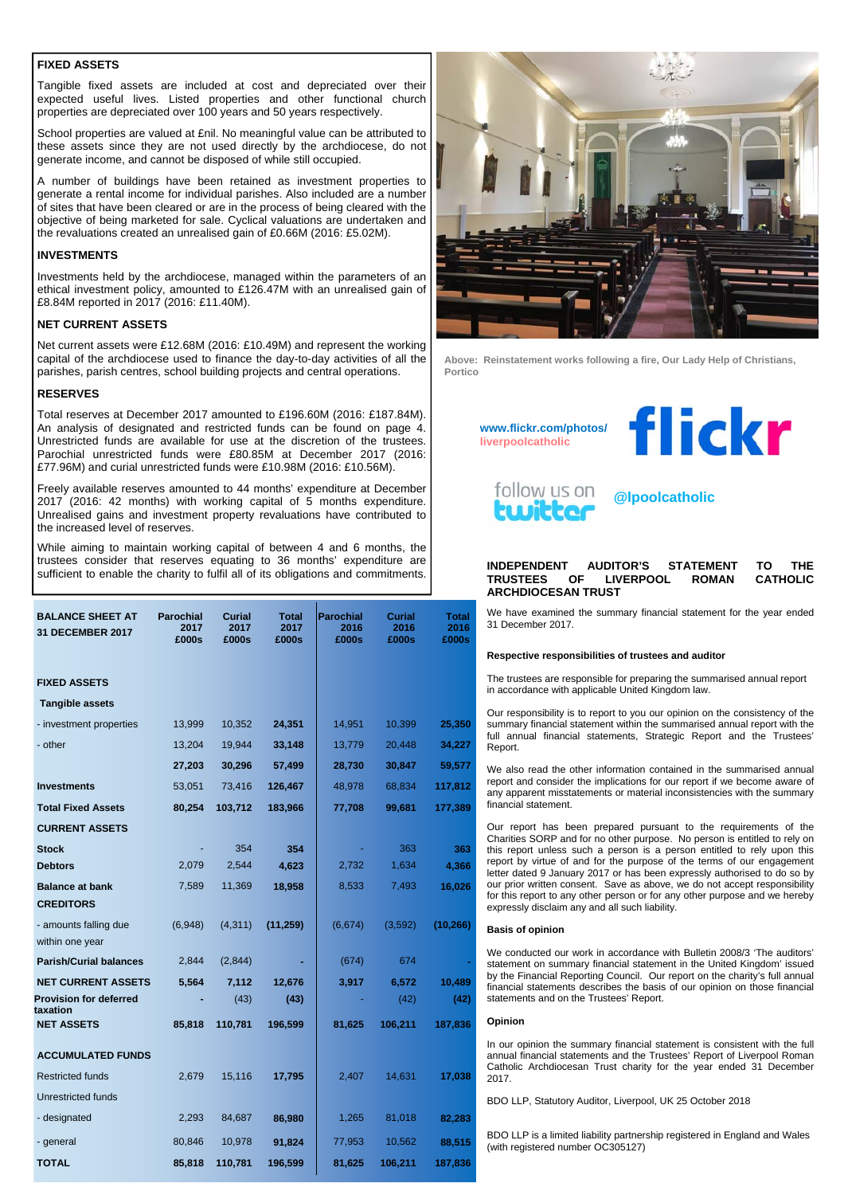### FIXED ASSETS

Tangible fixed assets are included at cost and depreciated over their expected useful lives. Listed properties and other functional church properties are depreciated over 100 years and 50 years respectively.

School properties are valued at £nil. No meaningful value can be attributed to these assets since they are not used directly by the archdiocese, do not generate income, and cannot be disposed of while still occupied.

A number of buildings have been retained as investment properties to generate a rental income for individual parishes. Also included are a number of sites that have been cleared or are in the process of being cleared with the objective of being marketed for sale. Cyclical valuations are undertaken and the revaluations created an unrealised gain of £0.66M (2016: £5.02M).

### INVESTMENTS

Investments held by the archdiocese, managed within the parameters of an ethical investment policy, amounted to £126.47M with an unrealised gain of £8.84M reported in 2017 (2016: £11.40M).

### NET CURRENT ASSETS

Net current assets were £12.68M (2016: £10.49M) and represent the working capital of the archdiocese used to finance the day-to-day activities of all the parishes, parish centres, school building projects and central operations.

### RESERVES

Total reserves at December 2017 amounted to £196.60M (2016: £187.84M). An analysis of designated and restricted funds can be found on page 4. Unrestricted funds are available for use at the discretion of the trustees. Parochial unrestricted funds were £80.85M at December 2017 (2016: £77.96M) and curial unrestricted funds were £10.98M (2016: £10.56M).

Freely available reserves amounted to 44 months' expenditure at December 2017 (2016: 42 months) with working capital of 5 months expenditure. Unrealised gains and investment property revaluations have contributed to the increased level of reserves.

While aiming to maintain working capital of between 4 and 6 months, the trustees consider that reserves equating to 36 months' expenditure are sufficient to enable the charity to fulfil all of its obligations and commitments.

| BALANCE SHEET AT 31 DECEMBER 2017 | Parochial 2017 £000s | Curial 2017 £000s | Total 2017 £000s | Parochial 2016 £000s | Curial 2016 £000s | Total 2016 £000s |
|---|---|---|---|---|---|---|
| **FIXED ASSETS** | | | | | | |
| **Tangible assets** | | | | | | |
| - investment properties | 13,999 | 10,352 | **24,351** | 14,951 | 10,399 | **25,350** |
| - other | 13,204 | 19,944 | **33,148** | 13,779 | 20,448 | **34,227** |
| | **27,203** | **30,296** | **57,499** | **28,730** | **30,847** | **59,577** |
| **Investments** | 53,051 | 73,416 | **126,467** | 48,978 | 68,834 | **117,812** |
| **Total Fixed Assets** | **80,254** | **103,712** | **183,966** | **77,708** | **99,681** | **177,389** |
| **CURRENT ASSETS** | | | | | | |
| **Stock** | - | 354 | **354** | - | 363 | **363** |
| **Debtors** | 2,079 | 2,544 | **4,623** | 2,732 | 1,634 | **4,366** |
| **Balance at bank** | 7,589 | 11,369 | **18,958** | 8,533 | 7,493 | **16,026** |
| **CREDITORS** | | | | | | |
| - amounts falling due within one year | (6,948) | (4,311) | **(11,259)** | (6,674) | (3,592) | **(10,266)** |
| **Parish/Curial balances** | 2,844 | (2,844) | **-** | (674) | 674 | **-** |
| **NET CURRENT ASSETS** | **5,564** | **7,112** | **12,676** | **3,917** | **6,572** | **10,489** |
| **Provision for deferred taxation** | **-** | (43) | **(43)** | - | (42) | **(42)** |
| **NET ASSETS** | **85,818** | **110,781** | **196,599** | **81,625** | **106,211** | **187,836** |
| **ACCUMULATED FUNDS** | | | | | | |
| Restricted funds | 2,679 | 15,116 | **17,795** | 2,407 | 14,631 | **17,038** |
| Unrestricted funds | | | | | | |
| - designated | 2,293 | 84,687 | **86,980** | 1,265 | 81,018 | **82,283** |
| - general | 80,846 | 10,978 | **91,824** | 77,953 | 10,562 | **88,515** |
| **TOTAL** | **85,818** | **110,781** | **196,599** | **81,625** | **106,211** | **187,836** |

Above: Reinstatement works following a fire, Our Lady Help of Christians, Portico

www.flickr.com/photos/liverpoolcatholic

flickr

follow us on twitter @lpoolcatholic

### INDEPENDENT AUDITOR'S STATEMENT TO THE TRUSTEES OF LIVERPOOL ROMAN CATHOLIC ARCHDIOCESAN TRUST

We have examined the summary financial statement for the year ended 31 December 2017.

**Respective responsibilities of trustees and auditor**

The trustees are responsible for preparing the summarised annual report in accordance with applicable United Kingdom law.

Our responsibility is to report to you our opinion on the consistency of the summary financial statement within the summarised annual report with the full annual financial statements, Strategic Report and the Trustees' Report.

We also read the other information contained in the summarised annual report and consider the implications for our report if we become aware of any apparent misstatements or material inconsistencies with the summary financial statement.

Our report has been prepared pursuant to the requirements of the Charities SORP and for no other purpose. No person is entitled to rely on this report unless such a person is a person entitled to rely upon this report by virtue of and for the purpose of the terms of our engagement letter dated 9 January 2017 or has been expressly authorised to do so by our prior written consent. Save as above, we do not accept responsibility for this report to any other person or for any other purpose and we hereby expressly disclaim any and all such liability.

**Basis of opinion**

We conducted our work in accordance with Bulletin 2008/3 'The auditors' statement on summary financial statement in the United Kingdom' issued by the Financial Reporting Council. Our report on the charity's full annual financial statements describes the basis of our opinion on those financial statements and on the Trustees' Report.

**Opinion**

In our opinion the summary financial statement is consistent with the full annual financial statements and the Trustees' Report of Liverpool Roman Catholic Archdiocesan Trust charity for the year ended 31 December 2017.

BDO LLP, Statutory Auditor, Liverpool, UK 25 October 2018

BDO LLP is a limited liability partnership registered in England and Wales (with registered number OC305127)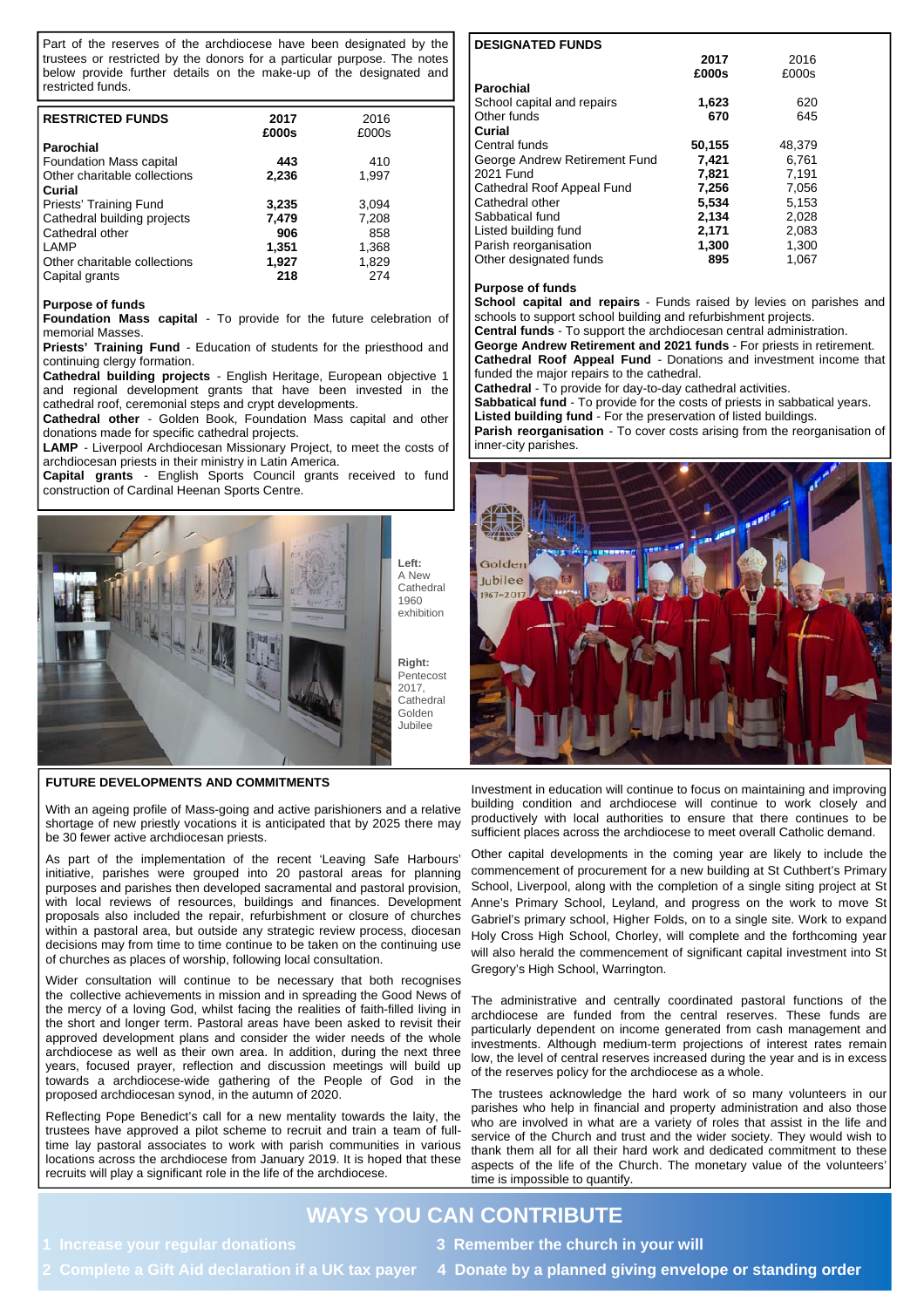Part of the reserves of the archdiocese have been designated by the trustees or restricted by the donors for a particular purpose. The notes below provide further details on the make-up of the designated and restricted funds.

| RESTRICTED FUNDS | 2017 £000s | 2016 £000s |
|---|---|---|
| **Parochial** | | |
| Foundation Mass capital | **443** | 410 |
| Other charitable collections | **2,236** | 1,997 |
| **Curial** | | |
| Priests' Training Fund | **3,235** | 3,094 |
| Cathedral building projects | **7,479** | 7,208 |
| Cathedral other | **906** | 858 |
| LAMP | **1,351** | 1,368 |
| Other charitable collections | **1,927** | 1,829 |
| Capital grants | **218** | 274 |

**Purpose of funds**

**Foundation Mass capital** - To provide for the future celebration of memorial Masses.

**Priests' Training Fund** - Education of students for the priesthood and continuing clergy formation.

**Cathedral building projects** - English Heritage, European objective 1 and regional development grants that have been invested in the cathedral roof, ceremonial steps and crypt developments.

**Cathedral other** - Golden Book, Foundation Mass capital and other donations made for specific cathedral projects.

**LAMP** - Liverpool Archdiocesan Missionary Project, to meet the costs of archdiocesan priests in their ministry in Latin America.

**Capital grants** - English Sports Council grants received to fund construction of Cardinal Heenan Sports Centre.

| DESIGNATED FUNDS | 2017 £000s | 2016 £000s |
|---|---|---|
| **Parochial** | | |
| School capital and repairs | **1,623** | 620 |
| Other funds | **670** | 645 |
| **Curial** | | |
| Central funds | **50,155** | 48,379 |
| George Andrew Retirement Fund | **7,421** | 6,761 |
| 2021 Fund | **7,821** | 7,191 |
| Cathedral Roof Appeal Fund | **7,256** | 7,056 |
| Cathedral other | **5,534** | 5,153 |
| Sabbatical fund | **2,134** | 2,028 |
| Listed building fund | **2,171** | 2,083 |
| Parish reorganisation | **1,300** | 1,300 |
| Other designated funds | **895** | 1,067 |

**Purpose of funds**

**School capital and repairs** - Funds raised by levies on parishes and schools to support school building and refurbishment projects.

**Central funds** - To support the archdiocesan central administration.

**George Andrew Retirement and 2021 funds** - For priests in retirement.

**Cathedral Roof Appeal Fund** - Donations and investment income that funded the major repairs to the cathedral.

**Cathedral** - To provide for day-to-day cathedral activities.

**Sabbatical fund** - To provide for the costs of priests in sabbatical years.

**Listed building fund** - For the preservation of listed buildings.

**Parish reorganisation** - To cover costs arising from the reorganisation of inner-city parishes.

**Left:** A New Cathedral 1960 exhibition

**Right:** Pentecost 2017, Cathedral Golden Jubilee

## FUTURE DEVELOPMENTS AND COMMITMENTS

With an ageing profile of Mass-going and active parishioners and a relative shortage of new priestly vocations it is anticipated that by 2025 there may be 30 fewer active archdiocesan priests.

As part of the implementation of the recent 'Leaving Safe Harbours' initiative, parishes were grouped into 20 pastoral areas for planning purposes and parishes then developed sacramental and pastoral provision, with local reviews of resources, buildings and finances. Development proposals also included the repair, refurbishment or closure of churches within a pastoral area, but outside any strategic review process, diocesan decisions may from time to time continue to be taken on the continuing use of churches as places of worship, following local consultation.

Wider consultation will continue to be necessary that both recognises the collective achievements in mission and in spreading the Good News of the mercy of a loving God, whilst facing the realities of faith-filled living in the short and longer term. Pastoral areas have been asked to revisit their approved development plans and consider the wider needs of the whole archdiocese as well as their own area. In addition, during the next three years, focused prayer, reflection and discussion meetings will build up towards a archdiocese-wide gathering of the People of God in the proposed archdiocesan synod, in the autumn of 2020.

Reflecting Pope Benedict's call for a new mentality towards the laity, the trustees have approved a pilot scheme to recruit and train a team of full-time lay pastoral associates to work with parish communities in various locations across the archdiocese from January 2019. It is hoped that these recruits will play a significant role in the life of the archdiocese.

Investment in education will continue to focus on maintaining and improving building condition and archdiocese will continue to work closely and productively with local authorities to ensure that there continues to be sufficient places across the archdiocese to meet overall Catholic demand.

Other capital developments in the coming year are likely to include the commencement of procurement for a new building at St Cuthbert's Primary School, Liverpool, along with the completion of a single siting project at St Anne's Primary School, Leyland, and progress on the work to move St Gabriel's primary school, Higher Folds, on to a single site. Work to expand Holy Cross High School, Chorley, will complete and the forthcoming year will also herald the commencement of significant capital investment into St Gregory's High School, Warrington.

The administrative and centrally coordinated pastoral functions of the archdiocese are funded from the central reserves. These funds are particularly dependent on income generated from cash management and investments. Although medium-term projections of interest rates remain low, the level of central reserves increased during the year and is in excess of the reserves policy for the archdiocese as a whole.

The trustees acknowledge the hard work of so many volunteers in our parishes who help in financial and property administration and also those who are involved in what are a variety of roles that assist in the life and service of the Church and trust and the wider society. They would wish to thank them all for all their hard work and dedicated commitment to these aspects of the life of the Church. The monetary value of the volunteers' time is impossible to quantify.

## WAYS YOU CAN CONTRIBUTE

1 Increase your regular donations

2 Complete a Gift Aid declaration if a UK tax payer

3 Remember the church in your will

4 Donate by a planned giving envelope or standing order